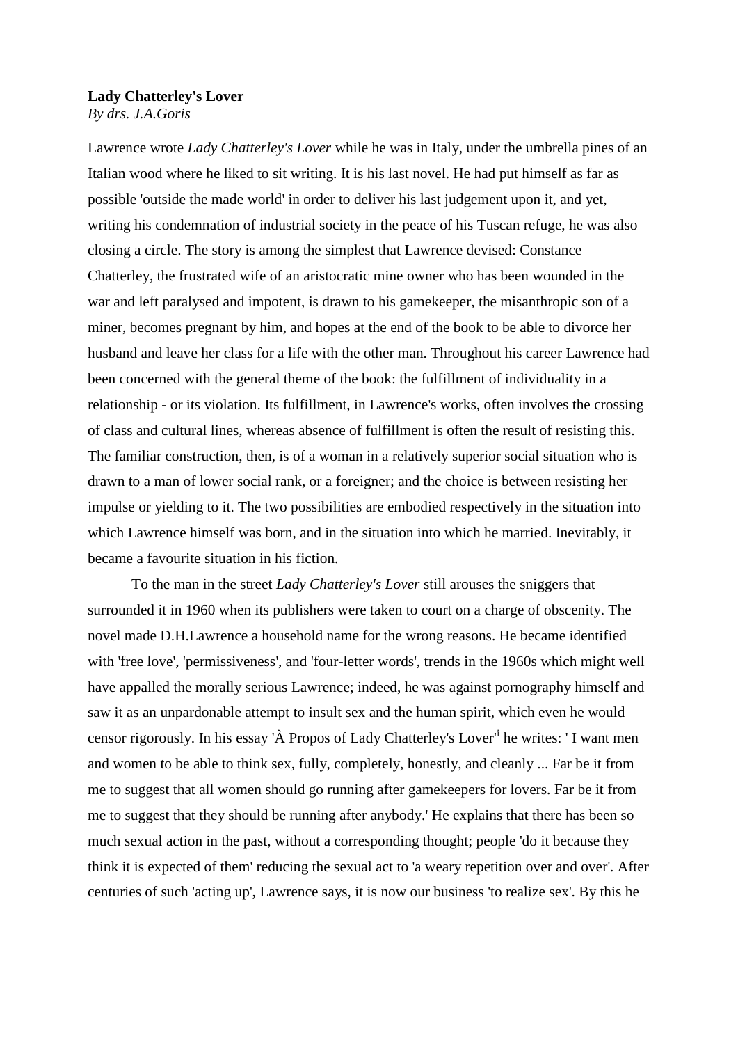**Lady Chatterley's Lover**
*By drs. J.A.Goris*

Lawrence wrote *Lady Chatterley's Lover* while he was in Italy, under the umbrella pines of an Italian wood where he liked to sit writing. It is his last novel. He had put himself as far as possible 'outside the made world' in order to deliver his last judgement upon it, and yet, writing his condemnation of industrial society in the peace of his Tuscan refuge, he was also closing a circle. The story is among the simplest that Lawrence devised: Constance Chatterley, the frustrated wife of an aristocratic mine owner who has been wounded in the war and left paralysed and impotent, is drawn to his gamekeeper, the misanthropic son of a miner, becomes pregnant by him, and hopes at the end of the book to be able to divorce her husband and leave her class for a life with the other man. Throughout his career Lawrence had been concerned with the general theme of the book: the fulfillment of individuality in a relationship - or its violation. Its fulfillment, in Lawrence's works, often involves the crossing of class and cultural lines, whereas absence of fulfillment is often the result of resisting this. The familiar construction, then, is of a woman in a relatively superior social situation who is drawn to a man of lower social rank, or a foreigner; and the choice is between resisting her impulse or yielding to it. The two possibilities are embodied respectively in the situation into which Lawrence himself was born, and in the situation into which he married. Inevitably, it became a favourite situation in his fiction.

To the man in the street *Lady Chatterley's Lover* still arouses the sniggers that surrounded it in 1960 when its publishers were taken to court on a charge of obscenity. The novel made D.H.Lawrence a household name for the wrong reasons. He became identified with 'free love', 'permissiveness', and 'four-letter words', trends in the 1960s which might well have appalled the morally serious Lawrence; indeed, he was against pornography himself and saw it as an unpardonable attempt to insult sex and the human spirit, which even he would censor rigorously. In his essay 'À Propos of Lady Chatterley's Lover'[i] he writes: ' I want men and women to be able to think sex, fully, completely, honestly, and cleanly ... Far be it from me to suggest that all women should go running after gamekeepers for lovers. Far be it from me to suggest that they should be running after anybody.' He explains that there has been so much sexual action in the past, without a corresponding thought; people 'do it because they think it is expected of them' reducing the sexual act to 'a weary repetition over and over'. After centuries of such 'acting up', Lawrence says, it is now our business 'to realize sex'. By this he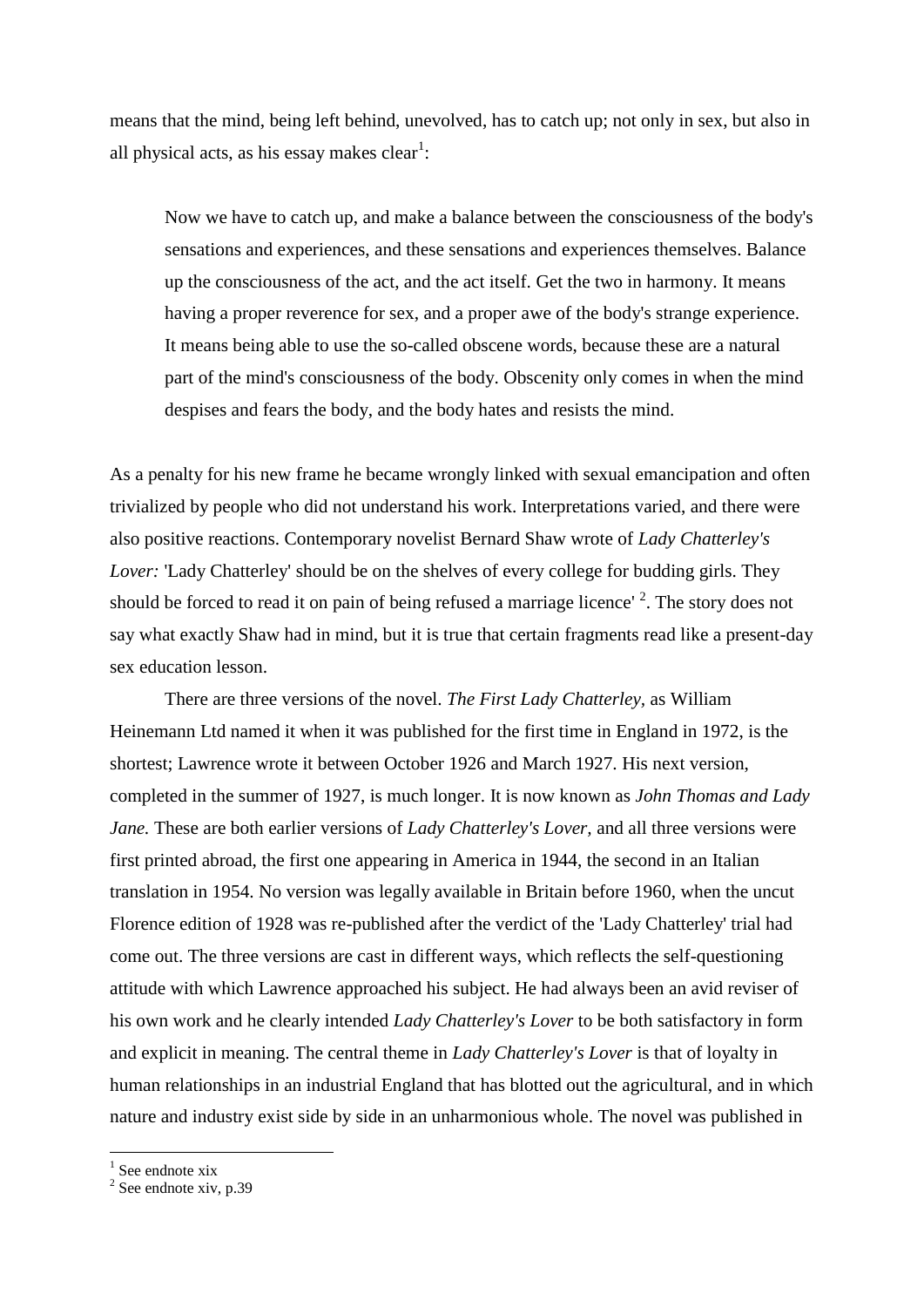means that the mind, being left behind, unevolved, has to catch up; not only in sex, but also in all physical acts, as his essay makes clear[1]:

> Now we have to catch up, and make a balance between the consciousness of the body's sensations and experiences, and these sensations and experiences themselves. Balance up the consciousness of the act, and the act itself. Get the two in harmony. It means having a proper reverence for sex, and a proper awe of the body's strange experience. It means being able to use the so-called obscene words, because these are a natural part of the mind's consciousness of the body. Obscenity only comes in when the mind despises and fears the body, and the body hates and resists the mind.

As a penalty for his new frame he became wrongly linked with sexual emancipation and often trivialized by people who did not understand his work. Interpretations varied, and there were also positive reactions. Contemporary novelist Bernard Shaw wrote of *Lady Chatterley's Lover:* 'Lady Chatterley' should be on the shelves of every college for budding girls. They should be forced to read it on pain of being refused a marriage licence' [2]. The story does not say what exactly Shaw had in mind, but it is true that certain fragments read like a present-day sex education lesson.

There are three versions of the novel. *The First Lady Chatterley,* as William Heinemann Ltd named it when it was published for the first time in England in 1972, is the shortest; Lawrence wrote it between October 1926 and March 1927. His next version, completed in the summer of 1927, is much longer. It is now known as *John Thomas and Lady Jane.* These are both earlier versions of *Lady Chatterley's Lover,* and all three versions were first printed abroad, the first one appearing in America in 1944, the second in an Italian translation in 1954. No version was legally available in Britain before 1960, when the uncut Florence edition of 1928 was re-published after the verdict of the 'Lady Chatterley' trial had come out. The three versions are cast in different ways, which reflects the self-questioning attitude with which Lawrence approached his subject. He had always been an avid reviser of his own work and he clearly intended *Lady Chatterley's Lover* to be both satisfactory in form and explicit in meaning. The central theme in *Lady Chatterley's Lover* is that of loyalty in human relationships in an industrial England that has blotted out the agricultural, and in which nature and industry exist side by side in an unharmonious whole. The novel was published in

---

[1] See endnote xix

[2] See endnote xiv, p.39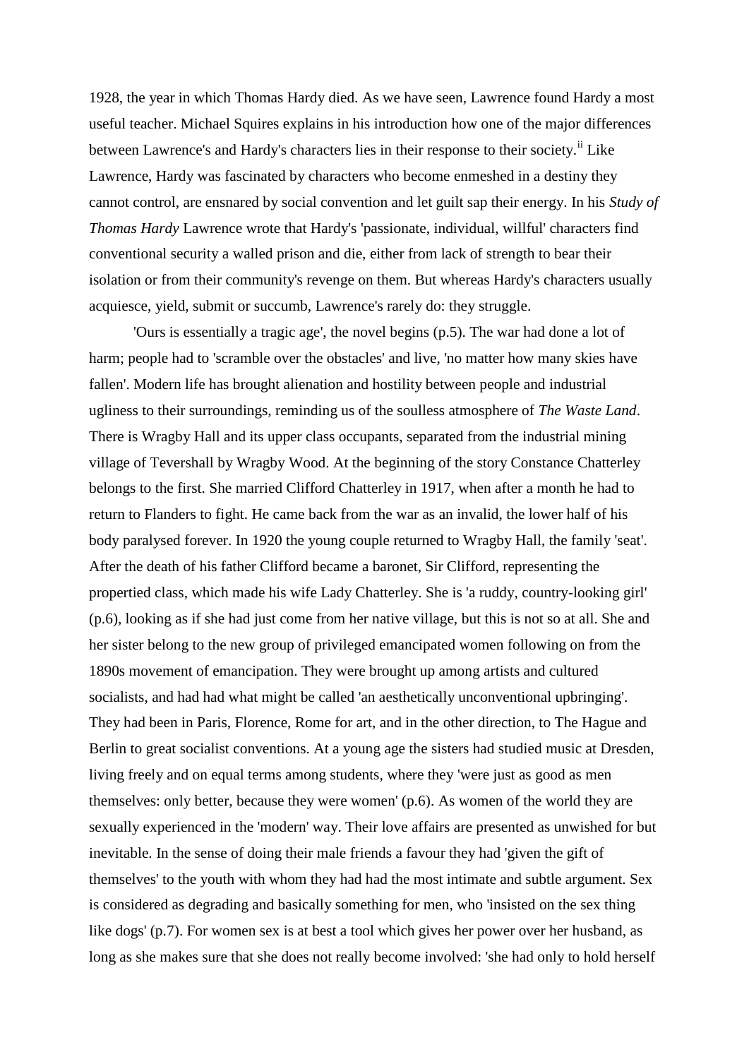1928, the year in which Thomas Hardy died. As we have seen, Lawrence found Hardy a most useful teacher. Michael Squires explains in his introduction how one of the major differences between Lawrence's and Hardy's characters lies in their response to their society.[ii] Like Lawrence, Hardy was fascinated by characters who become enmeshed in a destiny they cannot control, are ensnared by social convention and let guilt sap their energy. In his *Study of Thomas Hardy* Lawrence wrote that Hardy's 'passionate, individual, willful' characters find conventional security a walled prison and die, either from lack of strength to bear their isolation or from their community's revenge on them. But whereas Hardy's characters usually acquiesce, yield, submit or succumb, Lawrence's rarely do: they struggle.

'Ours is essentially a tragic age', the novel begins (p.5). The war had done a lot of harm; people had to 'scramble over the obstacles' and live, 'no matter how many skies have fallen'. Modern life has brought alienation and hostility between people and industrial ugliness to their surroundings, reminding us of the soulless atmosphere of *The Waste Land*. There is Wragby Hall and its upper class occupants, separated from the industrial mining village of Tevershall by Wragby Wood. At the beginning of the story Constance Chatterley belongs to the first. She married Clifford Chatterley in 1917, when after a month he had to return to Flanders to fight. He came back from the war as an invalid, the lower half of his body paralysed forever. In 1920 the young couple returned to Wragby Hall, the family 'seat'. After the death of his father Clifford became a baronet, Sir Clifford, representing the propertied class, which made his wife Lady Chatterley. She is 'a ruddy, country-looking girl' (p.6), looking as if she had just come from her native village, but this is not so at all. She and her sister belong to the new group of privileged emancipated women following on from the 1890s movement of emancipation. They were brought up among artists and cultured socialists, and had had what might be called 'an aesthetically unconventional upbringing'. They had been in Paris, Florence, Rome for art, and in the other direction, to The Hague and Berlin to great socialist conventions. At a young age the sisters had studied music at Dresden, living freely and on equal terms among students, where they 'were just as good as men themselves: only better, because they were women' (p.6). As women of the world they are sexually experienced in the 'modern' way. Their love affairs are presented as unwished for but inevitable. In the sense of doing their male friends a favour they had 'given the gift of themselves' to the youth with whom they had had the most intimate and subtle argument. Sex is considered as degrading and basically something for men, who 'insisted on the sex thing like dogs' (p.7). For women sex is at best a tool which gives her power over her husband, as long as she makes sure that she does not really become involved: 'she had only to hold herself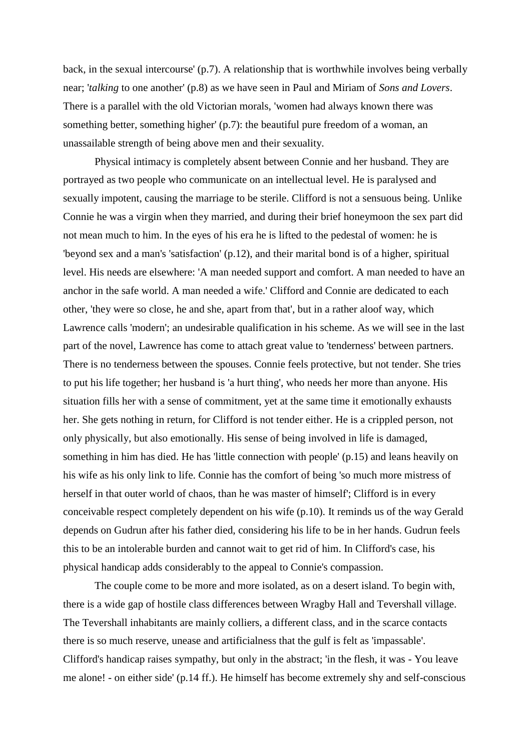back, in the sexual intercourse' (p.7). A relationship that is worthwhile involves being verbally near; '*talking* to one another' (p.8) as we have seen in Paul and Miriam of *Sons and Lovers*. There is a parallel with the old Victorian morals, 'women had always known there was something better, something higher' (p.7): the beautiful pure freedom of a woman, an unassailable strength of being above men and their sexuality.

Physical intimacy is completely absent between Connie and her husband. They are portrayed as two people who communicate on an intellectual level. He is paralysed and sexually impotent, causing the marriage to be sterile. Clifford is not a sensuous being. Unlike Connie he was a virgin when they married, and during their brief honeymoon the sex part did not mean much to him. In the eyes of his era he is lifted to the pedestal of women: he is 'beyond sex and a man's 'satisfaction' (p.12), and their marital bond is of a higher, spiritual level. His needs are elsewhere: 'A man needed support and comfort. A man needed to have an anchor in the safe world. A man needed a wife.' Clifford and Connie are dedicated to each other, 'they were so close, he and she, apart from that', but in a rather aloof way, which Lawrence calls 'modern'; an undesirable qualification in his scheme. As we will see in the last part of the novel, Lawrence has come to attach great value to 'tenderness' between partners. There is no tenderness between the spouses. Connie feels protective, but not tender. She tries to put his life together; her husband is 'a hurt thing', who needs her more than anyone. His situation fills her with a sense of commitment, yet at the same time it emotionally exhausts her. She gets nothing in return, for Clifford is not tender either. He is a crippled person, not only physically, but also emotionally. His sense of being involved in life is damaged, something in him has died. He has 'little connection with people' (p.15) and leans heavily on his wife as his only link to life. Connie has the comfort of being 'so much more mistress of herself in that outer world of chaos, than he was master of himself'; Clifford is in every conceivable respect completely dependent on his wife (p.10). It reminds us of the way Gerald depends on Gudrun after his father died, considering his life to be in her hands. Gudrun feels this to be an intolerable burden and cannot wait to get rid of him. In Clifford's case, his physical handicap adds considerably to the appeal to Connie's compassion.

The couple come to be more and more isolated, as on a desert island. To begin with, there is a wide gap of hostile class differences between Wragby Hall and Tevershall village. The Tevershall inhabitants are mainly colliers, a different class, and in the scarce contacts there is so much reserve, unease and artificialness that the gulf is felt as 'impassable'. Clifford's handicap raises sympathy, but only in the abstract; 'in the flesh, it was - You leave me alone! - on either side' (p.14 ff.). He himself has become extremely shy and self-conscious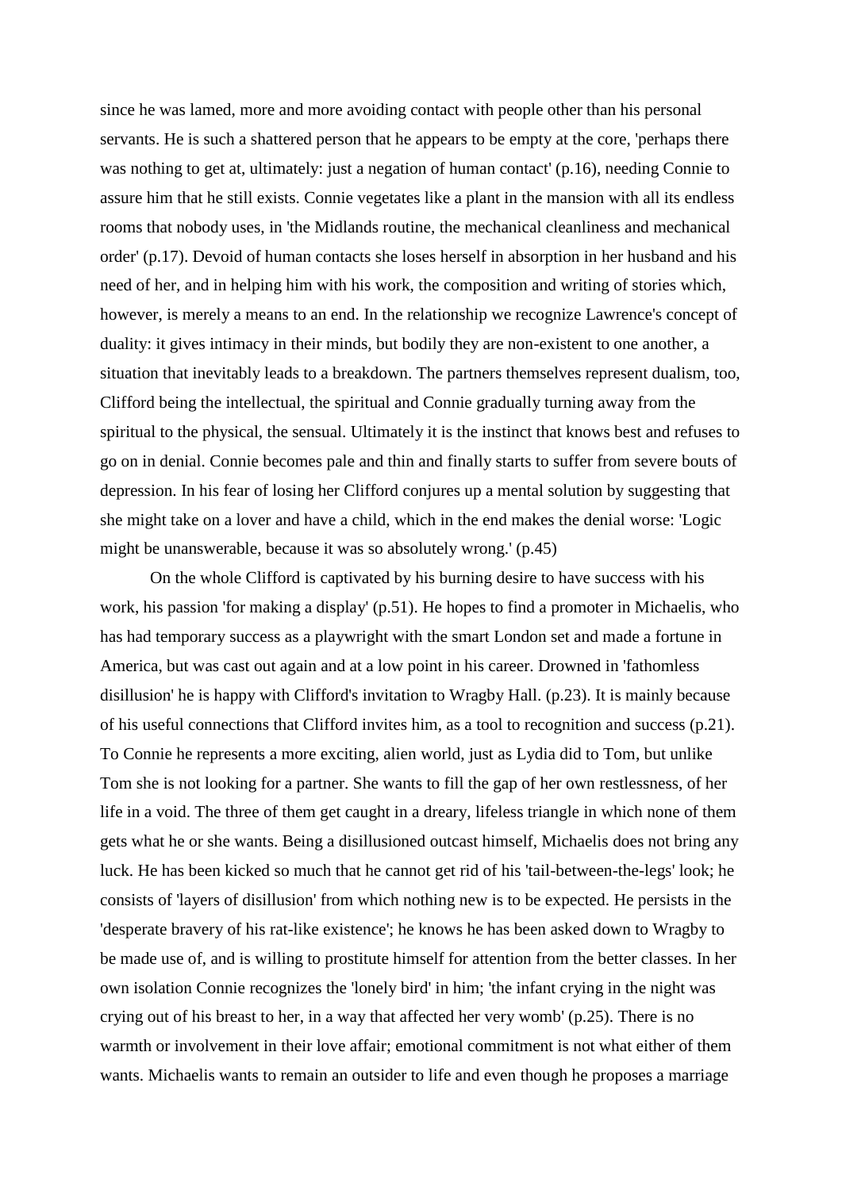since he was lamed, more and more avoiding contact with people other than his personal servants. He is such a shattered person that he appears to be empty at the core, 'perhaps there was nothing to get at, ultimately: just a negation of human contact' (p.16), needing Connie to assure him that he still exists. Connie vegetates like a plant in the mansion with all its endless rooms that nobody uses, in 'the Midlands routine, the mechanical cleanliness and mechanical order' (p.17). Devoid of human contacts she loses herself in absorption in her husband and his need of her, and in helping him with his work, the composition and writing of stories which, however, is merely a means to an end. In the relationship we recognize Lawrence's concept of duality: it gives intimacy in their minds, but bodily they are non-existent to one another, a situation that inevitably leads to a breakdown. The partners themselves represent dualism, too, Clifford being the intellectual, the spiritual and Connie gradually turning away from the spiritual to the physical, the sensual. Ultimately it is the instinct that knows best and refuses to go on in denial. Connie becomes pale and thin and finally starts to suffer from severe bouts of depression. In his fear of losing her Clifford conjures up a mental solution by suggesting that she might take on a lover and have a child, which in the end makes the denial worse: 'Logic might be unanswerable, because it was so absolutely wrong.' (p.45)

On the whole Clifford is captivated by his burning desire to have success with his work, his passion 'for making a display' (p.51). He hopes to find a promoter in Michaelis, who has had temporary success as a playwright with the smart London set and made a fortune in America, but was cast out again and at a low point in his career. Drowned in 'fathomless disillusion' he is happy with Clifford's invitation to Wragby Hall. (p.23). It is mainly because of his useful connections that Clifford invites him, as a tool to recognition and success (p.21). To Connie he represents a more exciting, alien world, just as Lydia did to Tom, but unlike Tom she is not looking for a partner. She wants to fill the gap of her own restlessness, of her life in a void. The three of them get caught in a dreary, lifeless triangle in which none of them gets what he or she wants. Being a disillusioned outcast himself, Michaelis does not bring any luck. He has been kicked so much that he cannot get rid of his 'tail-between-the-legs' look; he consists of 'layers of disillusion' from which nothing new is to be expected. He persists in the 'desperate bravery of his rat-like existence'; he knows he has been asked down to Wragby to be made use of, and is willing to prostitute himself for attention from the better classes. In her own isolation Connie recognizes the 'lonely bird' in him; 'the infant crying in the night was crying out of his breast to her, in a way that affected her very womb' (p.25). There is no warmth or involvement in their love affair; emotional commitment is not what either of them wants. Michaelis wants to remain an outsider to life and even though he proposes a marriage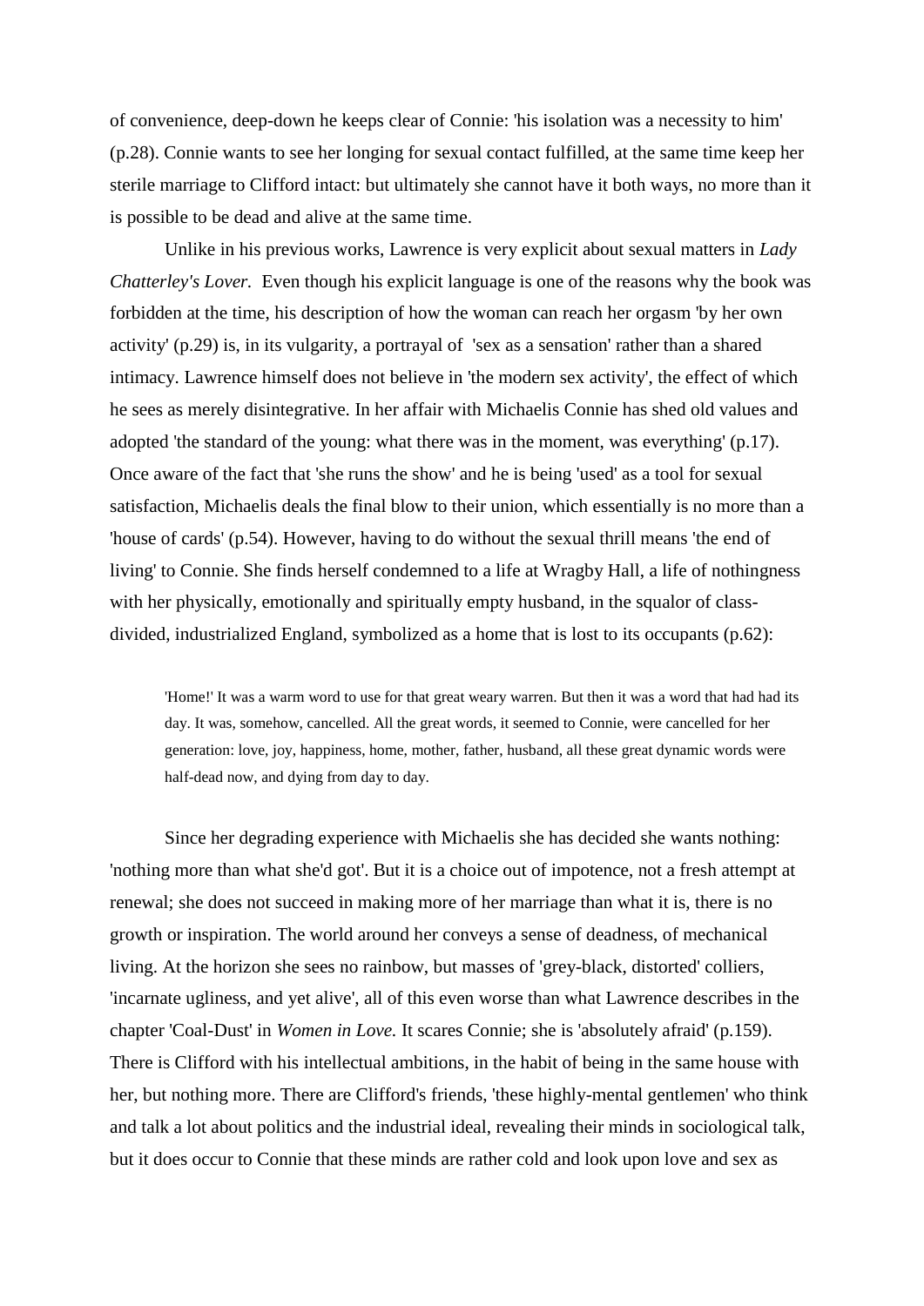of convenience, deep-down he keeps clear of Connie: 'his isolation was a necessity to him' (p.28). Connie wants to see her longing for sexual contact fulfilled, at the same time keep her sterile marriage to Clifford intact: but ultimately she cannot have it both ways, no more than it is possible to be dead and alive at the same time.

Unlike in his previous works, Lawrence is very explicit about sexual matters in *Lady Chatterley's Lover.* Even though his explicit language is one of the reasons why the book was forbidden at the time, his description of how the woman can reach her orgasm 'by her own activity' (p.29) is, in its vulgarity, a portrayal of 'sex as a sensation' rather than a shared intimacy. Lawrence himself does not believe in 'the modern sex activity', the effect of which he sees as merely disintegrative. In her affair with Michaelis Connie has shed old values and adopted 'the standard of the young: what there was in the moment, was everything' (p.17). Once aware of the fact that 'she runs the show' and he is being 'used' as a tool for sexual satisfaction, Michaelis deals the final blow to their union, which essentially is no more than a 'house of cards' (p.54). However, having to do without the sexual thrill means 'the end of living' to Connie. She finds herself condemned to a life at Wragby Hall, a life of nothingness with her physically, emotionally and spiritually empty husband, in the squalor of class-divided, industrialized England, symbolized as a home that is lost to its occupants (p.62):

> 'Home!' It was a warm word to use for that great weary warren. But then it was a word that had had its day. It was, somehow, cancelled. All the great words, it seemed to Connie, were cancelled for her generation: love, joy, happiness, home, mother, father, husband, all these great dynamic words were half-dead now, and dying from day to day.

Since her degrading experience with Michaelis she has decided she wants nothing: 'nothing more than what she'd got'. But it is a choice out of impotence, not a fresh attempt at renewal; she does not succeed in making more of her marriage than what it is, there is no growth or inspiration. The world around her conveys a sense of deadness, of mechanical living. At the horizon she sees no rainbow, but masses of 'grey-black, distorted' colliers, 'incarnate ugliness, and yet alive', all of this even worse than what Lawrence describes in the chapter 'Coal-Dust' in *Women in Love.* It scares Connie; she is 'absolutely afraid' (p.159). There is Clifford with his intellectual ambitions, in the habit of being in the same house with her, but nothing more. There are Clifford's friends, 'these highly-mental gentlemen' who think and talk a lot about politics and the industrial ideal, revealing their minds in sociological talk, but it does occur to Connie that these minds are rather cold and look upon love and sex as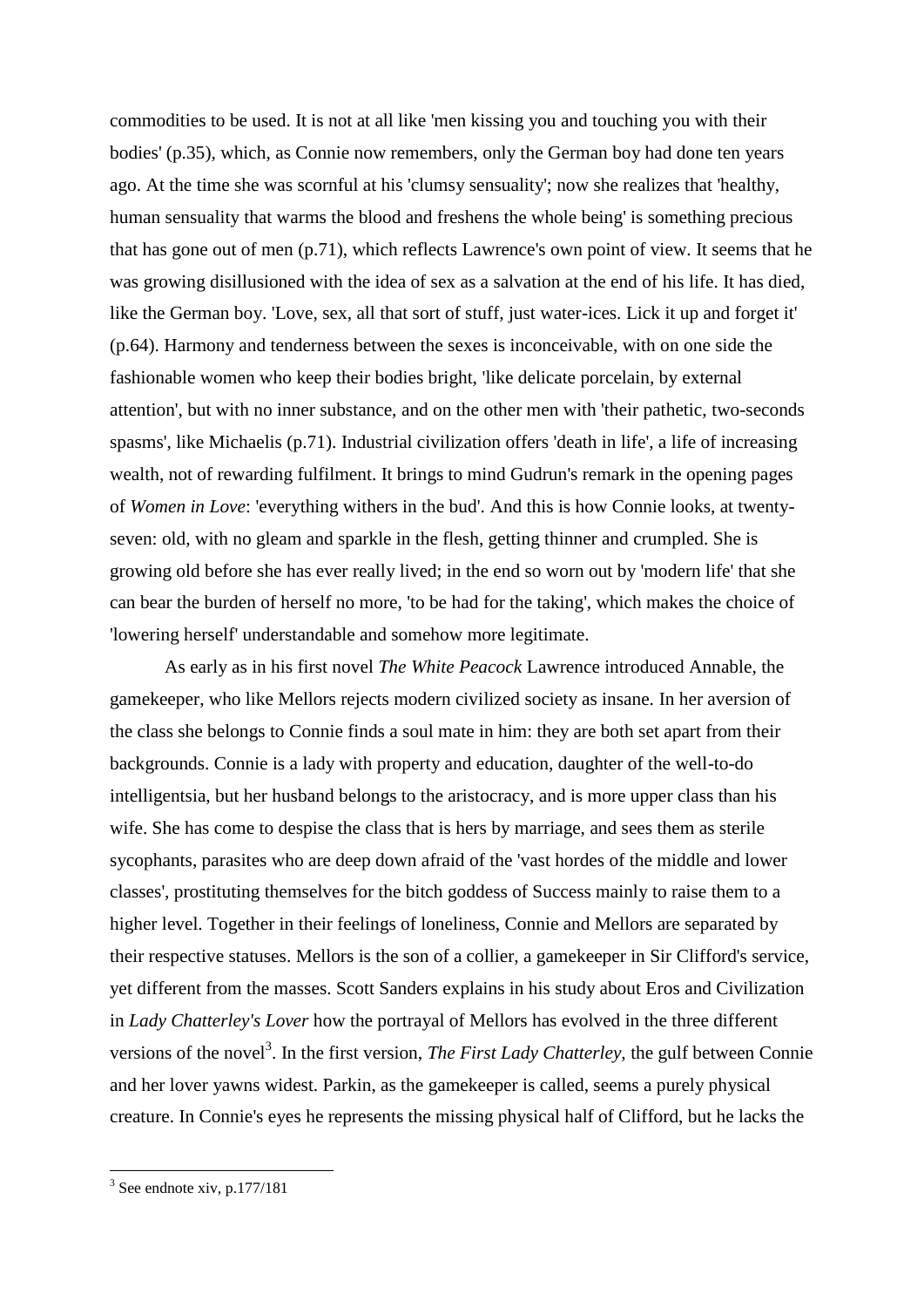commodities to be used. It is not at all like 'men kissing you and touching you with their bodies' (p.35), which, as Connie now remembers, only the German boy had done ten years ago. At the time she was scornful at his 'clumsy sensuality'; now she realizes that 'healthy, human sensuality that warms the blood and freshens the whole being' is something precious that has gone out of men (p.71), which reflects Lawrence's own point of view. It seems that he was growing disillusioned with the idea of sex as a salvation at the end of his life. It has died, like the German boy. 'Love, sex, all that sort of stuff, just water-ices. Lick it up and forget it' (p.64). Harmony and tenderness between the sexes is inconceivable, with on one side the fashionable women who keep their bodies bright, 'like delicate porcelain, by external attention', but with no inner substance, and on the other men with 'their pathetic, two-seconds spasms', like Michaelis (p.71). Industrial civilization offers 'death in life', a life of increasing wealth, not of rewarding fulfilment. It brings to mind Gudrun's remark in the opening pages of *Women in Love*: 'everything withers in the bud'. And this is how Connie looks, at twenty-seven: old, with no gleam and sparkle in the flesh, getting thinner and crumpled. She is growing old before she has ever really lived; in the end so worn out by 'modern life' that she can bear the burden of herself no more, 'to be had for the taking', which makes the choice of 'lowering herself' understandable and somehow more legitimate.

As early as in his first novel *The White Peacock* Lawrence introduced Annable, the gamekeeper, who like Mellors rejects modern civilized society as insane. In her aversion of the class she belongs to Connie finds a soul mate in him: they are both set apart from their backgrounds. Connie is a lady with property and education, daughter of the well-to-do intelligentsia, but her husband belongs to the aristocracy, and is more upper class than his wife. She has come to despise the class that is hers by marriage, and sees them as sterile sycophants, parasites who are deep down afraid of the 'vast hordes of the middle and lower classes', prostituting themselves for the bitch goddess of Success mainly to raise them to a higher level. Together in their feelings of loneliness, Connie and Mellors are separated by their respective statuses. Mellors is the son of a collier, a gamekeeper in Sir Clifford's service, yet different from the masses. Scott Sanders explains in his study about Eros and Civilization in *Lady Chatterley's Lover* how the portrayal of Mellors has evolved in the three different versions of the novel[3]. In the first version, *The First Lady Chatterley*, the gulf between Connie and her lover yawns widest. Parkin, as the gamekeeper is called, seems a purely physical creature. In Connie's eyes he represents the missing physical half of Clifford, but he lacks the

[3] See endnote xiv, p.177/181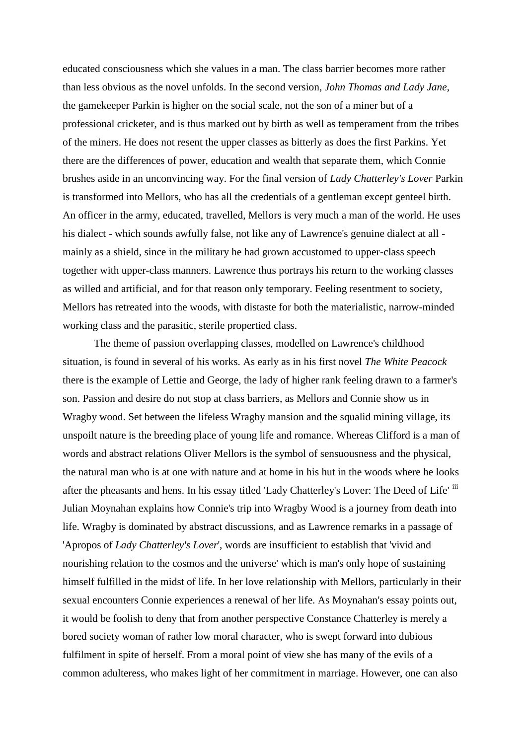educated consciousness which she values in a man. The class barrier becomes more rather than less obvious as the novel unfolds. In the second version, *John Thomas and Lady Jane*, the gamekeeper Parkin is higher on the social scale, not the son of a miner but of a professional cricketer, and is thus marked out by birth as well as temperament from the tribes of the miners. He does not resent the upper classes as bitterly as does the first Parkins. Yet there are the differences of power, education and wealth that separate them, which Connie brushes aside in an unconvincing way. For the final version of *Lady Chatterley's Lover* Parkin is transformed into Mellors, who has all the credentials of a gentleman except genteel birth. An officer in the army, educated, travelled, Mellors is very much a man of the world. He uses his dialect - which sounds awfully false, not like any of Lawrence's genuine dialect at all - mainly as a shield, since in the military he had grown accustomed to upper-class speech together with upper-class manners. Lawrence thus portrays his return to the working classes as willed and artificial, and for that reason only temporary. Feeling resentment to society, Mellors has retreated into the woods, with distaste for both the materialistic, narrow-minded working class and the parasitic, sterile propertied class.

The theme of passion overlapping classes, modelled on Lawrence's childhood situation, is found in several of his works. As early as in his first novel *The White Peacock* there is the example of Lettie and George, the lady of higher rank feeling drawn to a farmer's son. Passion and desire do not stop at class barriers, as Mellors and Connie show us in Wragby wood. Set between the lifeless Wragby mansion and the squalid mining village, its unspoilt nature is the breeding place of young life and romance. Whereas Clifford is a man of words and abstract relations Oliver Mellors is the symbol of sensuousness and the physical, the natural man who is at one with nature and at home in his hut in the woods where he looks after the pheasants and hens. In his essay titled 'Lady Chatterley's Lover: The Deed of Life' [iii] Julian Moynahan explains how Connie's trip into Wragby Wood is a journey from death into life. Wragby is dominated by abstract discussions, and as Lawrence remarks in a passage of 'Apropos of *Lady Chatterley's Lover*', words are insufficient to establish that 'vivid and nourishing relation to the cosmos and the universe' which is man's only hope of sustaining himself fulfilled in the midst of life. In her love relationship with Mellors, particularly in their sexual encounters Connie experiences a renewal of her life. As Moynahan's essay points out, it would be foolish to deny that from another perspective Constance Chatterley is merely a bored society woman of rather low moral character, who is swept forward into dubious fulfilment in spite of herself. From a moral point of view she has many of the evils of a common adulteress, who makes light of her commitment in marriage. However, one can also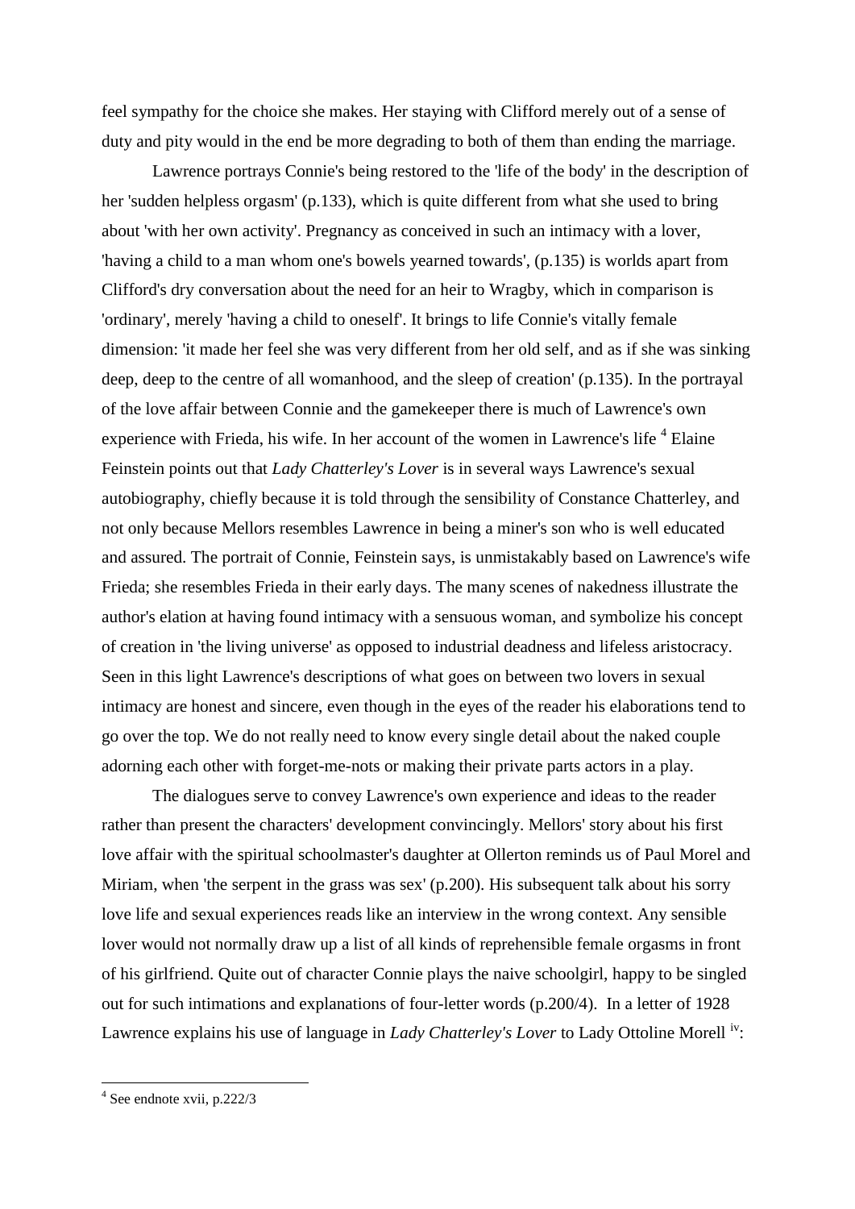feel sympathy for the choice she makes. Her staying with Clifford merely out of a sense of duty and pity would in the end be more degrading to both of them than ending the marriage.

Lawrence portrays Connie's being restored to the 'life of the body' in the description of her 'sudden helpless orgasm' (p.133), which is quite different from what she used to bring about 'with her own activity'. Pregnancy as conceived in such an intimacy with a lover, 'having a child to a man whom one's bowels yearned towards', (p.135) is worlds apart from Clifford's dry conversation about the need for an heir to Wragby, which in comparison is 'ordinary', merely 'having a child to oneself'. It brings to life Connie's vitally female dimension: 'it made her feel she was very different from her old self, and as if she was sinking deep, deep to the centre of all womanhood, and the sleep of creation' (p.135). In the portrayal of the love affair between Connie and the gamekeeper there is much of Lawrence's own experience with Frieda, his wife. In her account of the women in Lawrence's life [4] Elaine Feinstein points out that *Lady Chatterley's Lover* is in several ways Lawrence's sexual autobiography, chiefly because it is told through the sensibility of Constance Chatterley, and not only because Mellors resembles Lawrence in being a miner's son who is well educated and assured. The portrait of Connie, Feinstein says, is unmistakably based on Lawrence's wife Frieda; she resembles Frieda in their early days. The many scenes of nakedness illustrate the author's elation at having found intimacy with a sensuous woman, and symbolize his concept of creation in 'the living universe' as opposed to industrial deadness and lifeless aristocracy. Seen in this light Lawrence's descriptions of what goes on between two lovers in sexual intimacy are honest and sincere, even though in the eyes of the reader his elaborations tend to go over the top. We do not really need to know every single detail about the naked couple adorning each other with forget-me-nots or making their private parts actors in a play.

The dialogues serve to convey Lawrence's own experience and ideas to the reader rather than present the characters' development convincingly. Mellors' story about his first love affair with the spiritual schoolmaster's daughter at Ollerton reminds us of Paul Morel and Miriam, when 'the serpent in the grass was sex' (p.200). His subsequent talk about his sorry love life and sexual experiences reads like an interview in the wrong context. Any sensible lover would not normally draw up a list of all kinds of reprehensible female orgasms in front of his girlfriend. Quite out of character Connie plays the naive schoolgirl, happy to be singled out for such intimations and explanations of four-letter words (p.200/4). In a letter of 1928 Lawrence explains his use of language in *Lady Chatterley's Lover* to Lady Ottoline Morell [iv]:

---

[4] See endnote xvii, p.222/3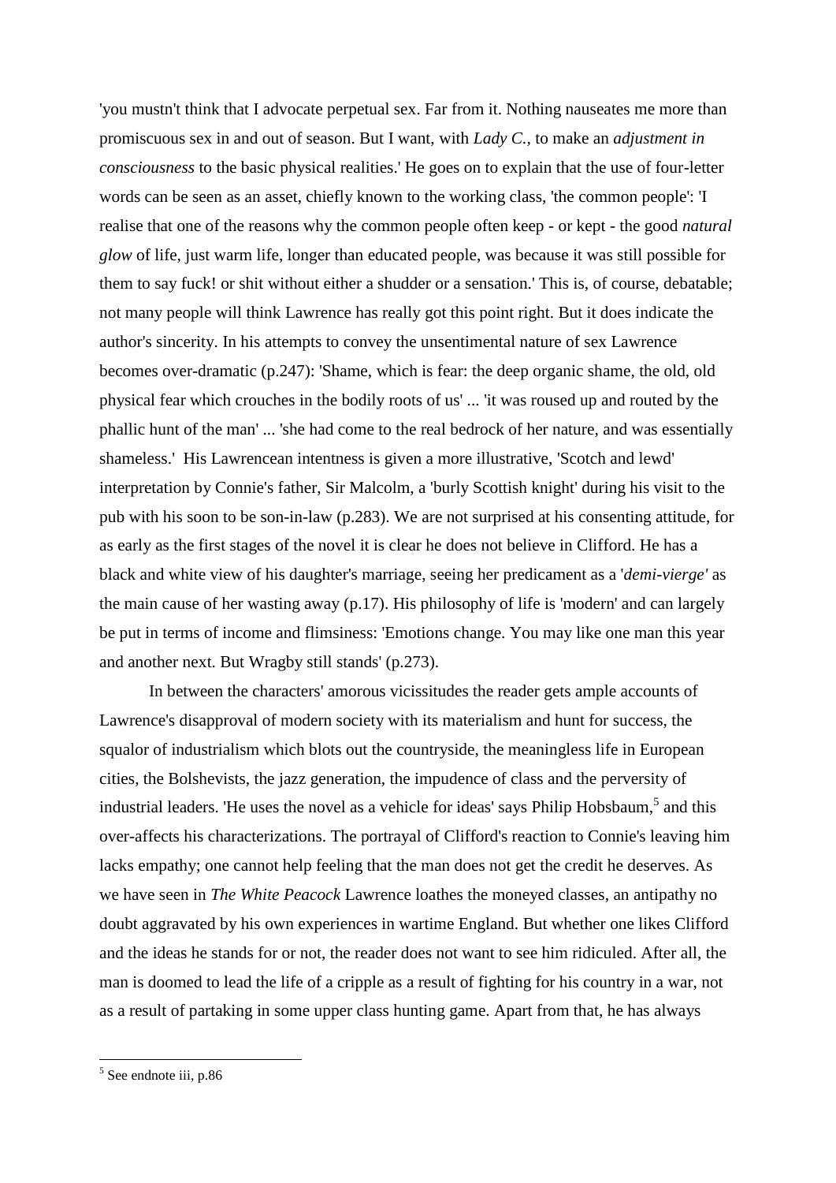'you mustn't think that I advocate perpetual sex. Far from it. Nothing nauseates me more than promiscuous sex in and out of season. But I want, with *Lady C.*, to make an *adjustment in consciousness* to the basic physical realities.' He goes on to explain that the use of four-letter words can be seen as an asset, chiefly known to the working class, 'the common people': 'I realise that one of the reasons why the common people often keep - or kept - the good *natural glow* of life, just warm life, longer than educated people, was because it was still possible for them to say fuck! or shit without either a shudder or a sensation.' This is, of course, debatable; not many people will think Lawrence has really got this point right. But it does indicate the author's sincerity. In his attempts to convey the unsentimental nature of sex Lawrence becomes over-dramatic (p.247): 'Shame, which is fear: the deep organic shame, the old, old physical fear which crouches in the bodily roots of us' ... 'it was roused up and routed by the phallic hunt of the man' ... 'she had come to the real bedrock of her nature, and was essentially shameless.' His Lawrencean intentness is given a more illustrative, 'Scotch and lewd' interpretation by Connie's father, Sir Malcolm, a 'burly Scottish knight' during his visit to the pub with his soon to be son-in-law (p.283). We are not surprised at his consenting attitude, for as early as the first stages of the novel it is clear he does not believe in Clifford. He has a black and white view of his daughter's marriage, seeing her predicament as a '*demi-vierge'* as the main cause of her wasting away (p.17). His philosophy of life is 'modern' and can largely be put in terms of income and flimsiness: 'Emotions change. You may like one man this year and another next. But Wragby still stands' (p.273).

In between the characters' amorous vicissitudes the reader gets ample accounts of Lawrence's disapproval of modern society with its materialism and hunt for success, the squalor of industrialism which blots out the countryside, the meaningless life in European cities, the Bolshevists, the jazz generation, the impudence of class and the perversity of industrial leaders. 'He uses the novel as a vehicle for ideas' says Philip Hobsbaum,[5] and this over-affects his characterizations. The portrayal of Clifford's reaction to Connie's leaving him lacks empathy; one cannot help feeling that the man does not get the credit he deserves. As we have seen in *The White Peacock* Lawrence loathes the moneyed classes, an antipathy no doubt aggravated by his own experiences in wartime England. But whether one likes Clifford and the ideas he stands for or not, the reader does not want to see him ridiculed. After all, the man is doomed to lead the life of a cripple as a result of fighting for his country in a war, not as a result of partaking in some upper class hunting game. Apart from that, he has always

---

[5] See endnote iii, p.86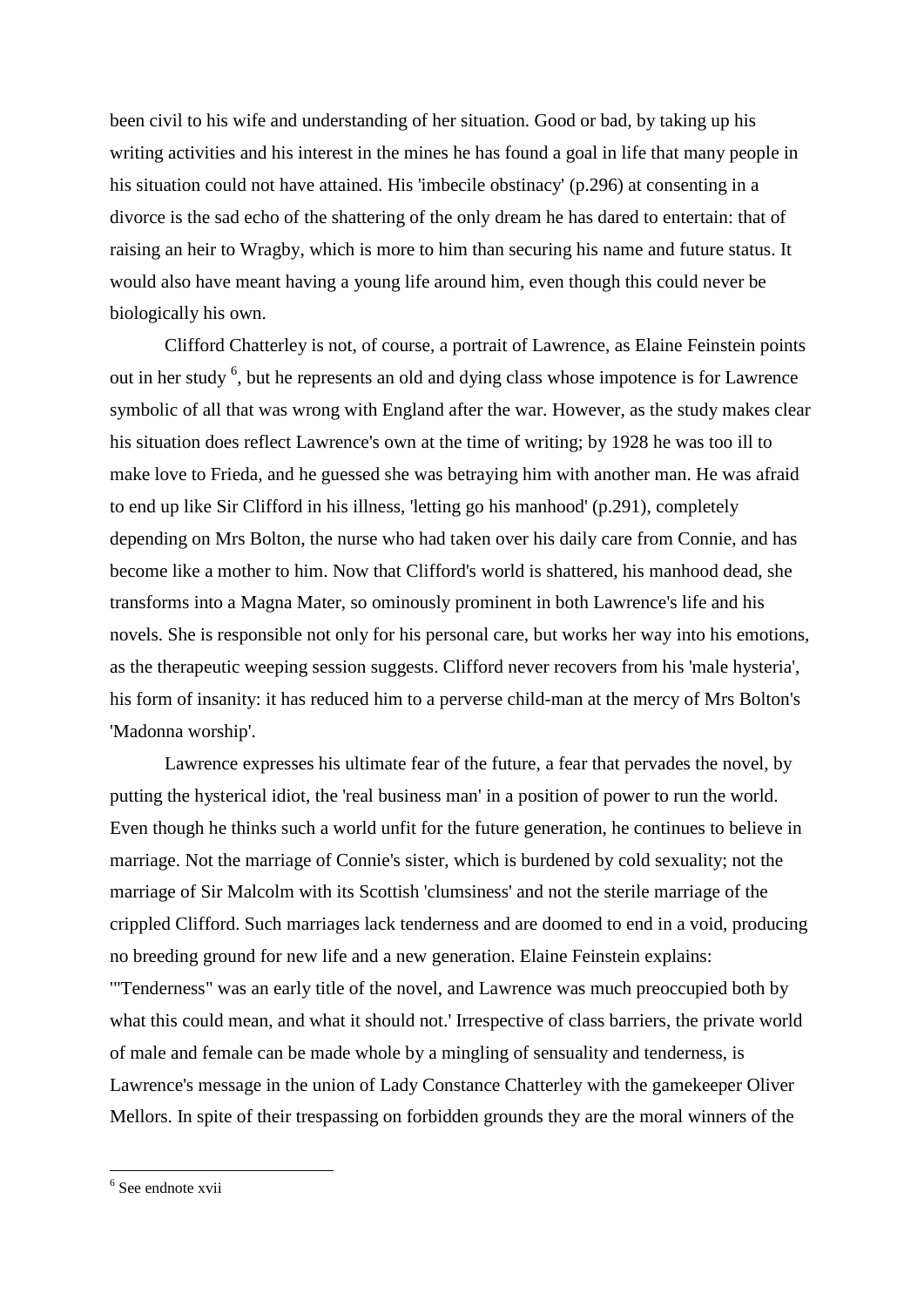been civil to his wife and understanding of her situation. Good or bad, by taking up his writing activities and his interest in the mines he has found a goal in life that many people in his situation could not have attained. His 'imbecile obstinacy' (p.296) at consenting in a divorce is the sad echo of the shattering of the only dream he has dared to entertain: that of raising an heir to Wragby, which is more to him than securing his name and future status. It would also have meant having a young life around him, even though this could never be biologically his own.

Clifford Chatterley is not, of course, a portrait of Lawrence, as Elaine Feinstein points out in her study [6], but he represents an old and dying class whose impotence is for Lawrence symbolic of all that was wrong with England after the war. However, as the study makes clear his situation does reflect Lawrence's own at the time of writing; by 1928 he was too ill to make love to Frieda, and he guessed she was betraying him with another man. He was afraid to end up like Sir Clifford in his illness, 'letting go his manhood' (p.291), completely depending on Mrs Bolton, the nurse who had taken over his daily care from Connie, and has become like a mother to him. Now that Clifford's world is shattered, his manhood dead, she transforms into a Magna Mater, so ominously prominent in both Lawrence's life and his novels. She is responsible not only for his personal care, but works her way into his emotions, as the therapeutic weeping session suggests. Clifford never recovers from his 'male hysteria', his form of insanity: it has reduced him to a perverse child-man at the mercy of Mrs Bolton's 'Madonna worship'.

Lawrence expresses his ultimate fear of the future, a fear that pervades the novel, by putting the hysterical idiot, the 'real business man' in a position of power to run the world. Even though he thinks such a world unfit for the future generation, he continues to believe in marriage. Not the marriage of Connie's sister, which is burdened by cold sexuality; not the marriage of Sir Malcolm with its Scottish 'clumsiness' and not the sterile marriage of the crippled Clifford. Such marriages lack tenderness and are doomed to end in a void, producing no breeding ground for new life and a new generation. Elaine Feinstein explains: '"Tenderness" was an early title of the novel, and Lawrence was much preoccupied both by what this could mean, and what it should not.' Irrespective of class barriers, the private world of male and female can be made whole by a mingling of sensuality and tenderness, is Lawrence's message in the union of Lady Constance Chatterley with the gamekeeper Oliver Mellors. In spite of their trespassing on forbidden grounds they are the moral winners of the

---

[6] See endnote xvii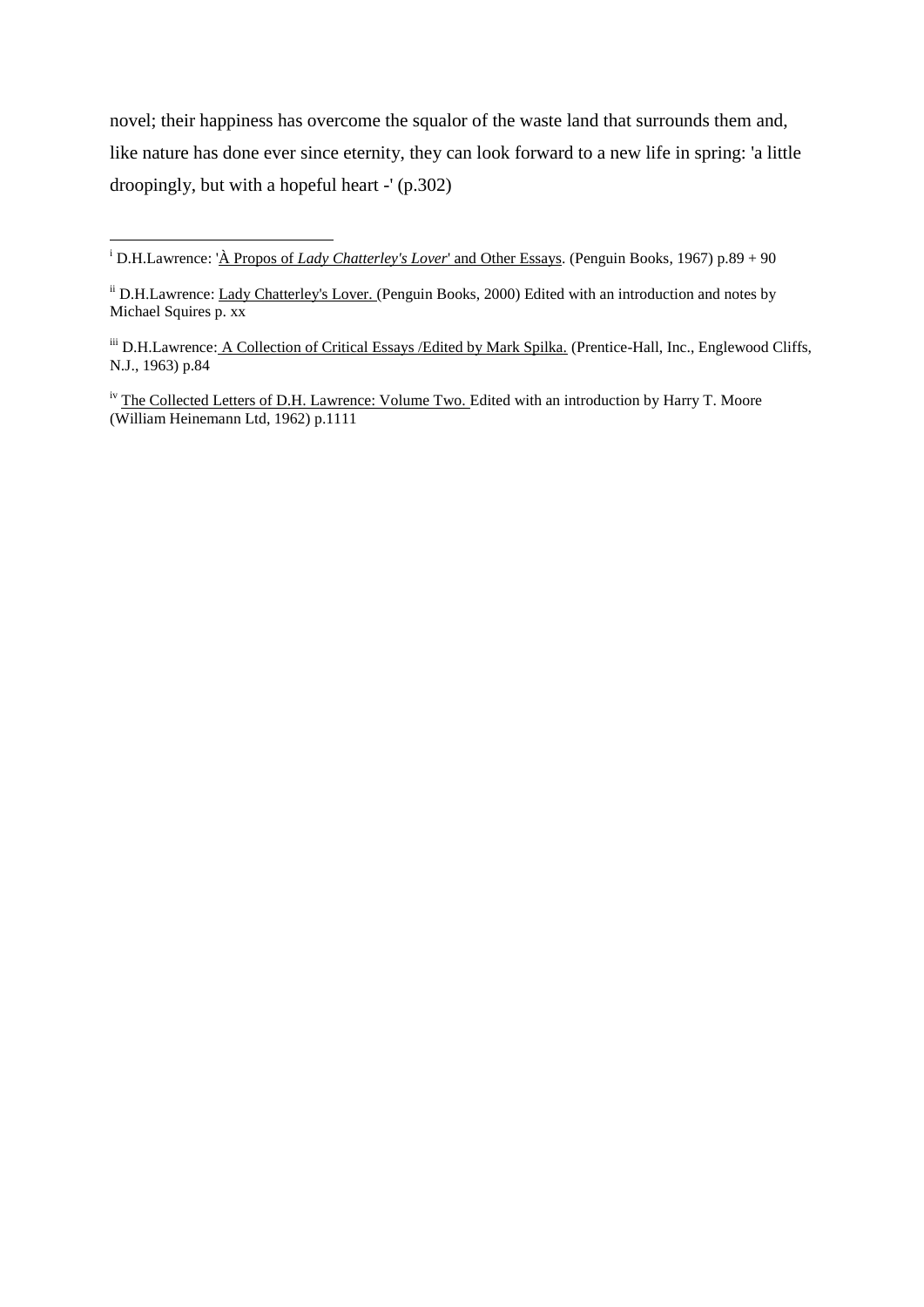novel; their happiness has overcome the squalor of the waste land that surrounds them and, like nature has done ever since eternity, they can look forward to a new life in spring: 'a little droopingly, but with a hopeful heart -' (p.302)

---

[i] D.H.Lawrence: '<u>À Propos of *Lady Chatterley's Lover*' and Other Essays</u>. (Penguin Books, 1967) p.89 + 90

[ii] D.H.Lawrence: <u>Lady Chatterley's Lover.</u> (Penguin Books, 2000) Edited with an introduction and notes by Michael Squires p. xx

[iii] D.H.Lawrence<u>: A Collection of Critical Essays /Edited by Mark Spilka.</u> (Prentice-Hall, Inc., Englewood Cliffs, N.J., 1963) p.84

[iv] <u>The Collected Letters of D.H. Lawrence: Volume Two.</u> Edited with an introduction by Harry T. Moore (William Heinemann Ltd, 1962) p.1111